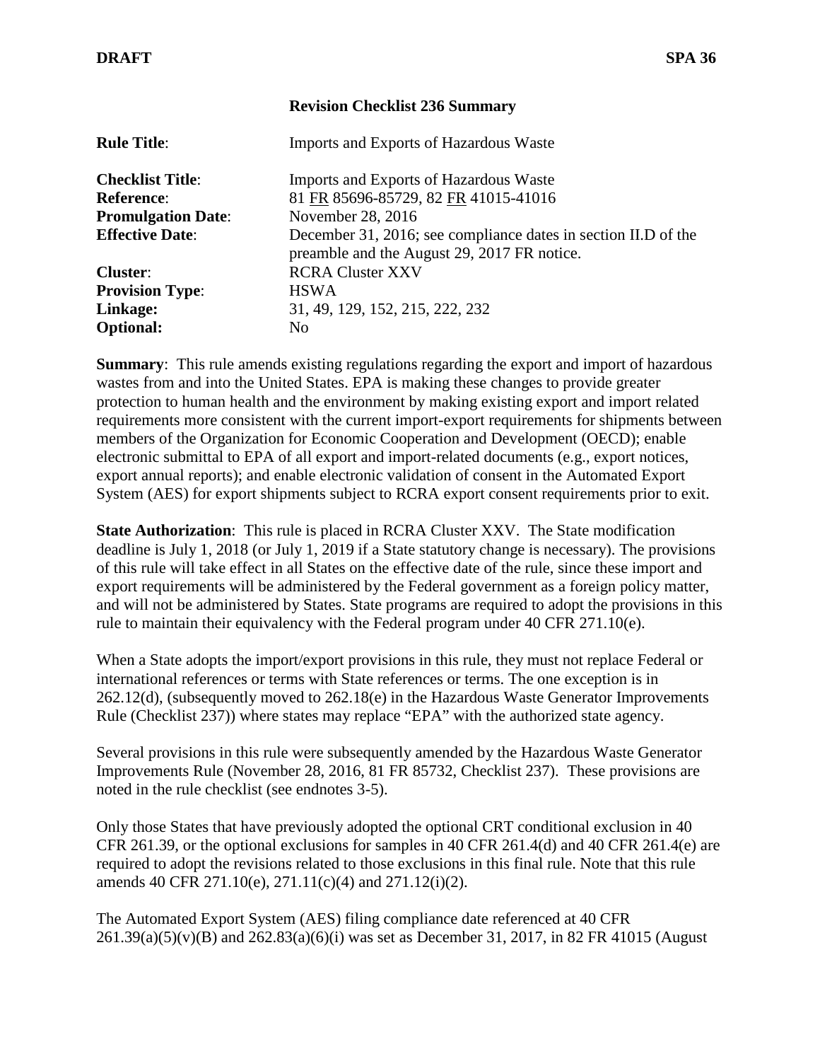## Revision Checklist 236 Summary

| | |
|---|---|
| **Rule Title**: | Imports and Exports of Hazardous Waste |
| **Checklist Title**: | Imports and Exports of Hazardous Waste |
| **Reference**: | 81 FR 85696-85729, 82 FR 41015-41016 |
| **Promulgation Date**: | November 28, 2016 |
| **Effective Date**: | December 31, 2016; see compliance dates in section II.D of the preamble and the August 29, 2017 FR notice. |
| **Cluster**: | RCRA Cluster XXV |
| **Provision Type**: | HSWA |
| **Linkage:** | 31, 49, 129, 152, 215, 222, 232 |
| **Optional:** | No |

**Summary**: This rule amends existing regulations regarding the export and import of hazardous wastes from and into the United States. EPA is making these changes to provide greater protection to human health and the environment by making existing export and import related requirements more consistent with the current import-export requirements for shipments between members of the Organization for Economic Cooperation and Development (OECD); enable electronic submittal to EPA of all export and import-related documents (e.g., export notices, export annual reports); and enable electronic validation of consent in the Automated Export System (AES) for export shipments subject to RCRA export consent requirements prior to exit.

**State Authorization**: This rule is placed in RCRA Cluster XXV. The State modification deadline is July 1, 2018 (or July 1, 2019 if a State statutory change is necessary). The provisions of this rule will take effect in all States on the effective date of the rule, since these import and export requirements will be administered by the Federal government as a foreign policy matter, and will not be administered by States. State programs are required to adopt the provisions in this rule to maintain their equivalency with the Federal program under 40 CFR 271.10(e).

When a State adopts the import/export provisions in this rule, they must not replace Federal or international references or terms with State references or terms. The one exception is in 262.12(d), (subsequently moved to 262.18(e) in the Hazardous Waste Generator Improvements Rule (Checklist 237)) where states may replace "EPA" with the authorized state agency.

Several provisions in this rule were subsequently amended by the Hazardous Waste Generator Improvements Rule (November 28, 2016, 81 FR 85732, Checklist 237). These provisions are noted in the rule checklist (see endnotes 3-5).

Only those States that have previously adopted the optional CRT conditional exclusion in 40 CFR 261.39, or the optional exclusions for samples in 40 CFR 261.4(d) and 40 CFR 261.4(e) are required to adopt the revisions related to those exclusions in this final rule. Note that this rule amends 40 CFR 271.10(e), 271.11(c)(4) and 271.12(i)(2).

The Automated Export System (AES) filing compliance date referenced at 40 CFR 261.39(a)(5)(v)(B) and 262.83(a)(6)(i) was set as December 31, 2017, in 82 FR 41015 (August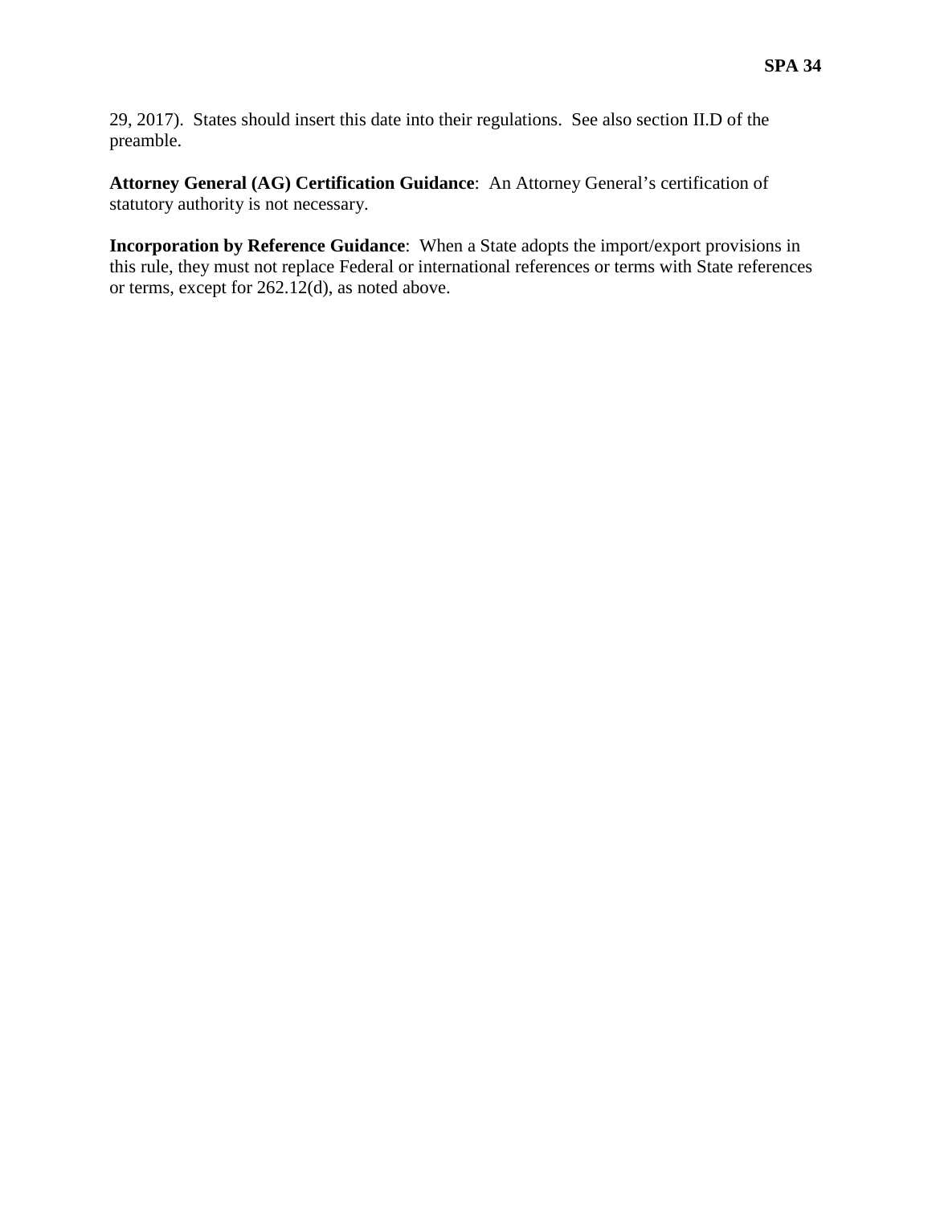29, 2017). States should insert this date into their regulations. See also section II.D of the preamble.

**Attorney General (AG) Certification Guidance**: An Attorney General's certification of statutory authority is not necessary.

**Incorporation by Reference Guidance**: When a State adopts the import/export provisions in this rule, they must not replace Federal or international references or terms with State references or terms, except for 262.12(d), as noted above.